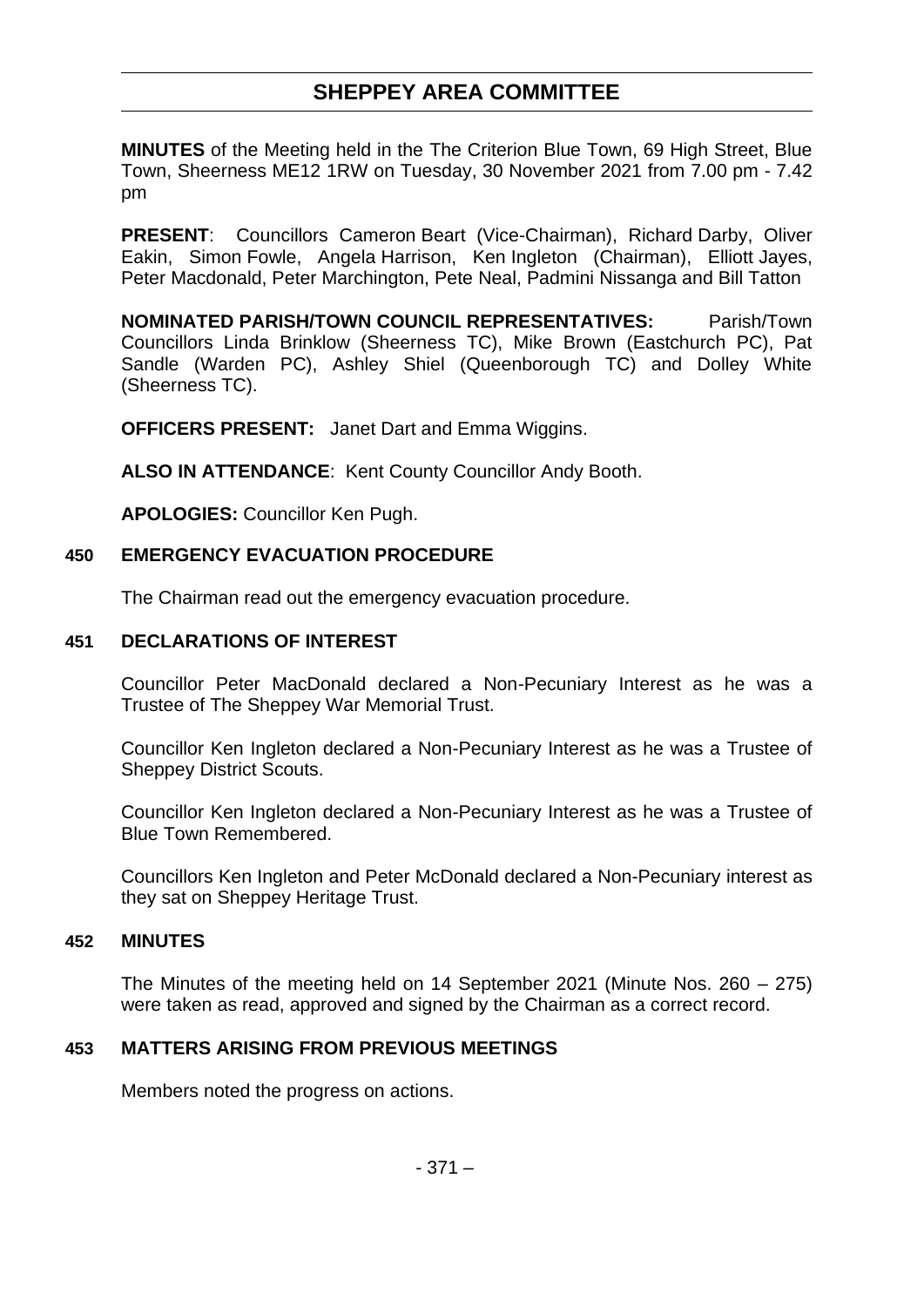# SHEPPEY AREA COMMITTEE

**MINUTES** of the Meeting held in the The Criterion Blue Town, 69 High Street, Blue Town, Sheerness ME12 1RW on Tuesday, 30 November 2021 from 7.00 pm - 7.42 pm

**PRESENT**: Councillors Cameron Beart (Vice-Chairman), Richard Darby, Oliver Eakin, Simon Fowle, Angela Harrison, Ken Ingleton (Chairman), Elliott Jayes, Peter Macdonald, Peter Marchington, Pete Neal, Padmini Nissanga and Bill Tatton

**NOMINATED PARISH/TOWN COUNCIL REPRESENTATIVES:** Parish/Town Councillors Linda Brinklow (Sheerness TC), Mike Brown (Eastchurch PC), Pat Sandle (Warden PC), Ashley Shiel (Queenborough TC) and Dolley White (Sheerness TC).

**OFFICERS PRESENT:** Janet Dart and Emma Wiggins.

**ALSO IN ATTENDANCE**: Kent County Councillor Andy Booth.

**APOLOGIES:** Councillor Ken Pugh.

## 450 EMERGENCY EVACUATION PROCEDURE

The Chairman read out the emergency evacuation procedure.

## 451 DECLARATIONS OF INTEREST

Councillor Peter MacDonald declared a Non-Pecuniary Interest as he was a Trustee of The Sheppey War Memorial Trust.

Councillor Ken Ingleton declared a Non-Pecuniary Interest as he was a Trustee of Sheppey District Scouts.

Councillor Ken Ingleton declared a Non-Pecuniary Interest as he was a Trustee of Blue Town Remembered.

Councillors Ken Ingleton and Peter McDonald declared a Non-Pecuniary interest as they sat on Sheppey Heritage Trust.

## 452 MINUTES

The Minutes of the meeting held on 14 September 2021 (Minute Nos. 260 – 275) were taken as read, approved and signed by the Chairman as a correct record.

## 453 MATTERS ARISING FROM PREVIOUS MEETINGS

Members noted the progress on actions.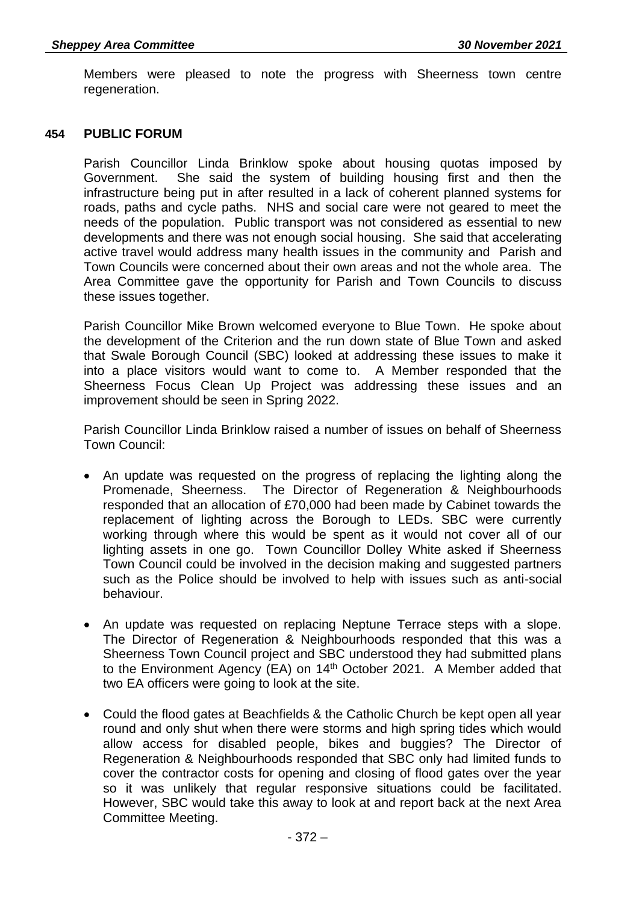Members were pleased to note the progress with Sheerness town centre regeneration.

## 454 PUBLIC FORUM

Parish Councillor Linda Brinklow spoke about housing quotas imposed by Government. She said the system of building housing first and then the infrastructure being put in after resulted in a lack of coherent planned systems for roads, paths and cycle paths. NHS and social care were not geared to meet the needs of the population. Public transport was not considered as essential to new developments and there was not enough social housing. She said that accelerating active travel would address many health issues in the community and Parish and Town Councils were concerned about their own areas and not the whole area. The Area Committee gave the opportunity for Parish and Town Councils to discuss these issues together.

Parish Councillor Mike Brown welcomed everyone to Blue Town. He spoke about the development of the Criterion and the run down state of Blue Town and asked that Swale Borough Council (SBC) looked at addressing these issues to make it into a place visitors would want to come to. A Member responded that the Sheerness Focus Clean Up Project was addressing these issues and an improvement should be seen in Spring 2022.

Parish Councillor Linda Brinklow raised a number of issues on behalf of Sheerness Town Council:

- An update was requested on the progress of replacing the lighting along the Promenade, Sheerness. The Director of Regeneration & Neighbourhoods responded that an allocation of £70,000 had been made by Cabinet towards the replacement of lighting across the Borough to LEDs. SBC were currently working through where this would be spent as it would not cover all of our lighting assets in one go. Town Councillor Dolley White asked if Sheerness Town Council could be involved in the decision making and suggested partners such as the Police should be involved to help with issues such as anti-social behaviour.
- An update was requested on replacing Neptune Terrace steps with a slope. The Director of Regeneration & Neighbourhoods responded that this was a Sheerness Town Council project and SBC understood they had submitted plans to the Environment Agency (EA) on 14th October 2021. A Member added that two EA officers were going to look at the site.
- Could the flood gates at Beachfields & the Catholic Church be kept open all year round and only shut when there were storms and high spring tides which would allow access for disabled people, bikes and buggies? The Director of Regeneration & Neighbourhoods responded that SBC only had limited funds to cover the contractor costs for opening and closing of flood gates over the year so it was unlikely that regular responsive situations could be facilitated. However, SBC would take this away to look at and report back at the next Area Committee Meeting.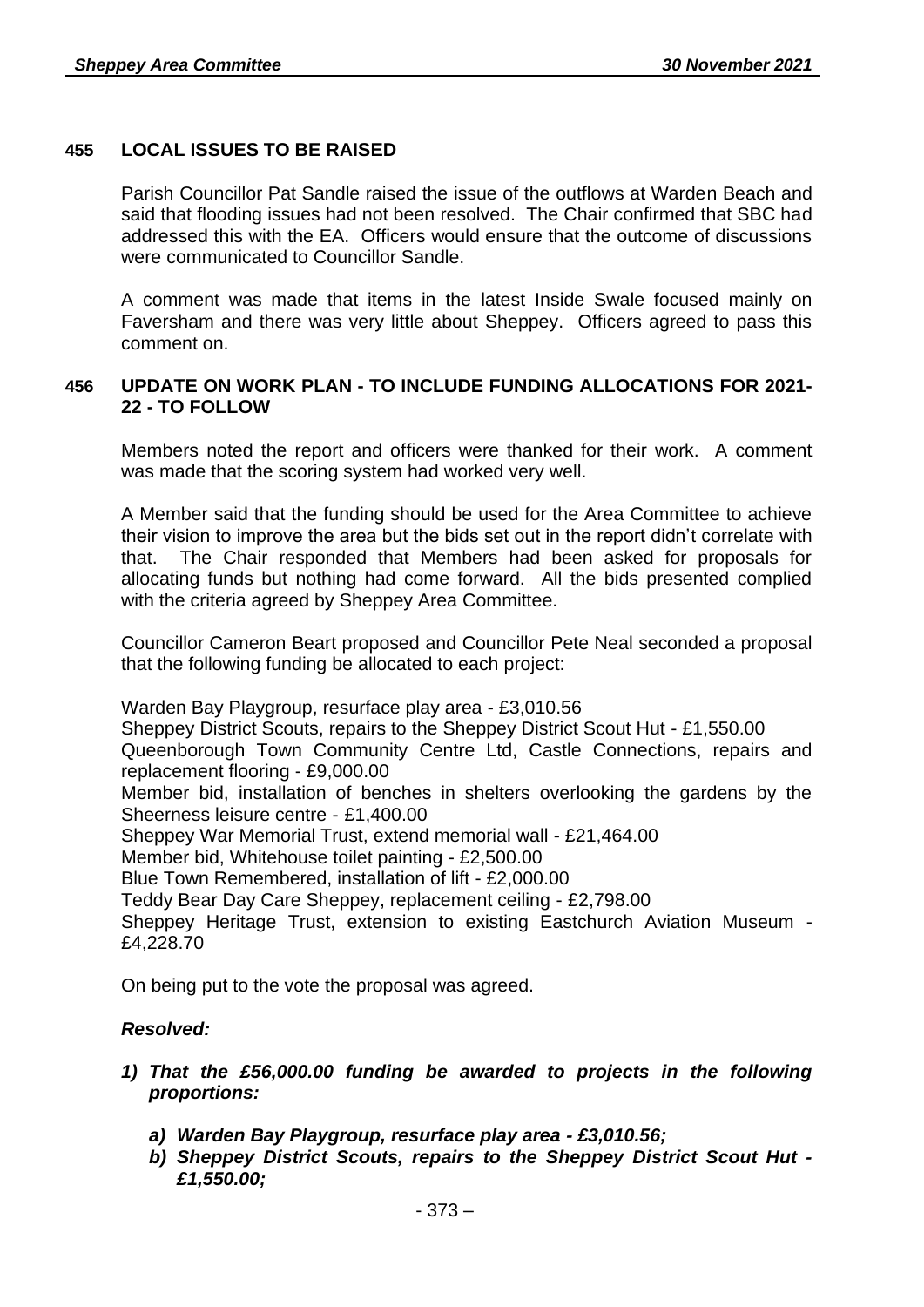## 455 LOCAL ISSUES TO BE RAISED

Parish Councillor Pat Sandle raised the issue of the outflows at Warden Beach and said that flooding issues had not been resolved. The Chair confirmed that SBC had addressed this with the EA. Officers would ensure that the outcome of discussions were communicated to Councillor Sandle.

A comment was made that items in the latest Inside Swale focused mainly on Faversham and there was very little about Sheppey. Officers agreed to pass this comment on.

## 456 UPDATE ON WORK PLAN - TO INCLUDE FUNDING ALLOCATIONS FOR 2021-22 - TO FOLLOW

Members noted the report and officers were thanked for their work. A comment was made that the scoring system had worked very well.

A Member said that the funding should be used for the Area Committee to achieve their vision to improve the area but the bids set out in the report didn't correlate with that. The Chair responded that Members had been asked for proposals for allocating funds but nothing had come forward. All the bids presented complied with the criteria agreed by Sheppey Area Committee.

Councillor Cameron Beart proposed and Councillor Pete Neal seconded a proposal that the following funding be allocated to each project:

Warden Bay Playgroup, resurface play area - £3,010.56
Sheppey District Scouts, repairs to the Sheppey District Scout Hut - £1,550.00
Queenborough Town Community Centre Ltd, Castle Connections, repairs and replacement flooring - £9,000.00
Member bid, installation of benches in shelters overlooking the gardens by the Sheerness leisure centre - £1,400.00
Sheppey War Memorial Trust, extend memorial wall - £21,464.00
Member bid, Whitehouse toilet painting - £2,500.00
Blue Town Remembered, installation of lift - £2,000.00
Teddy Bear Day Care Sheppey, replacement ceiling - £2,798.00
Sheppey Heritage Trust, extension to existing Eastchurch Aviation Museum - £4,228.70

On being put to the vote the proposal was agreed.

***Resolved:***

1) ***That the £56,000.00 funding be awarded to projects in the following proportions:***

   a) ***Warden Bay Playgroup, resurface play area - £3,010.56;***
   b) ***Sheppey District Scouts, repairs to the Sheppey District Scout Hut - £1,550.00;***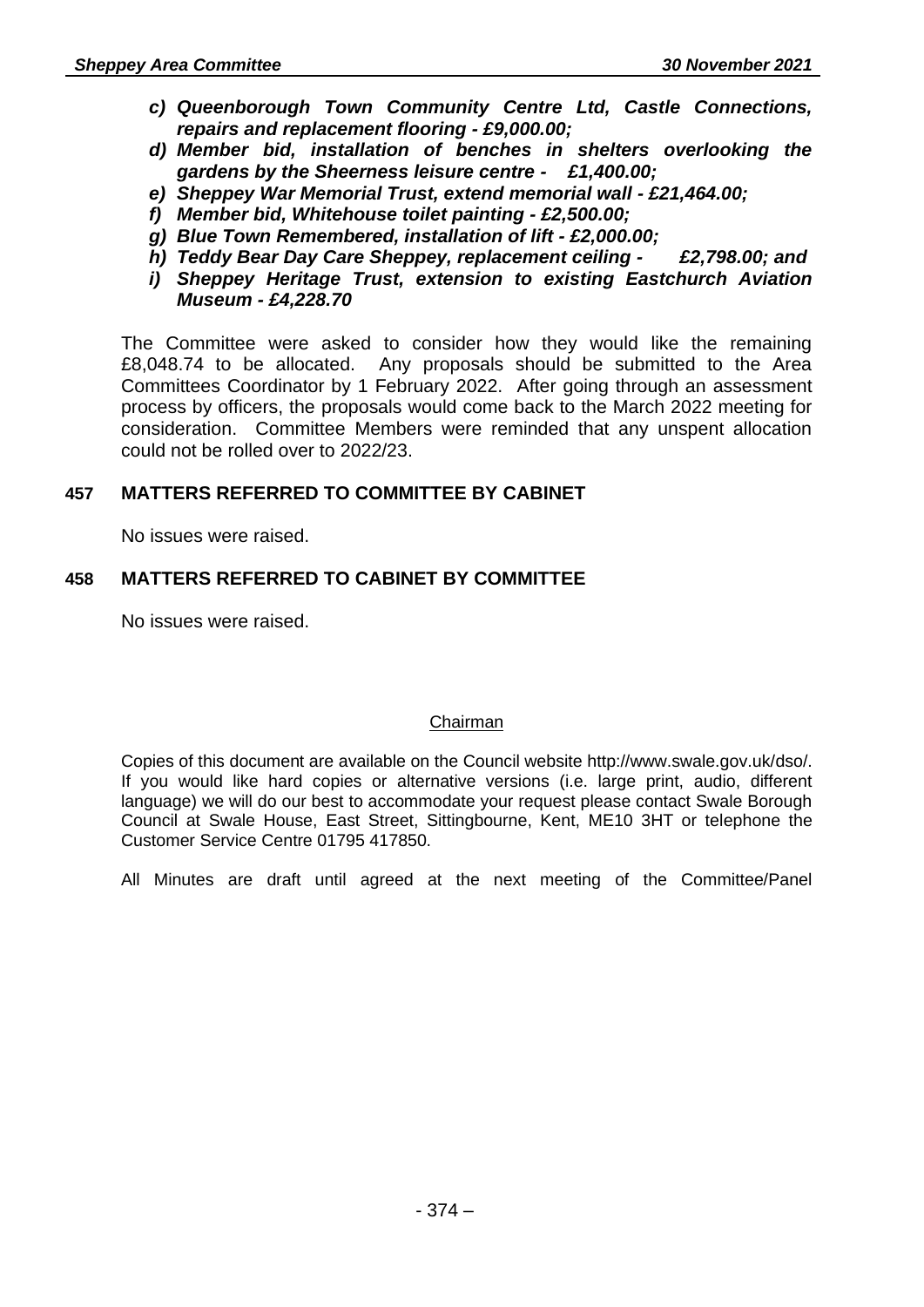*c) Queenborough Town Community Centre Ltd, Castle Connections, repairs and replacement flooring - £9,000.00;*
*d) Member bid, installation of benches in shelters overlooking the gardens by the Sheerness leisure centre - £1,400.00;*
*e) Sheppey War Memorial Trust, extend memorial wall - £21,464.00;*
*f) Member bid, Whitehouse toilet painting - £2,500.00;*
*g) Blue Town Remembered, installation of lift - £2,000.00;*
*h) Teddy Bear Day Care Sheppey, replacement ceiling - £2,798.00; and*
*i) Sheppey Heritage Trust, extension to existing Eastchurch Aviation Museum - £4,228.70*

The Committee were asked to consider how they would like the remaining £8,048.74 to be allocated. Any proposals should be submitted to the Area Committees Coordinator by 1 February 2022. After going through an assessment process by officers, the proposals would come back to the March 2022 meeting for consideration. Committee Members were reminded that any unspent allocation could not be rolled over to 2022/23.

## 457 MATTERS REFERRED TO COMMITTEE BY CABINET

No issues were raised.

## 458 MATTERS REFERRED TO CABINET BY COMMITTEE

No issues were raised.

Chairman

Copies of this document are available on the Council website http://www.swale.gov.uk/dso/. If you would like hard copies or alternative versions (i.e. large print, audio, different language) we will do our best to accommodate your request please contact Swale Borough Council at Swale House, East Street, Sittingbourne, Kent, ME10 3HT or telephone the Customer Service Centre 01795 417850.

All Minutes are draft until agreed at the next meeting of the Committee/Panel